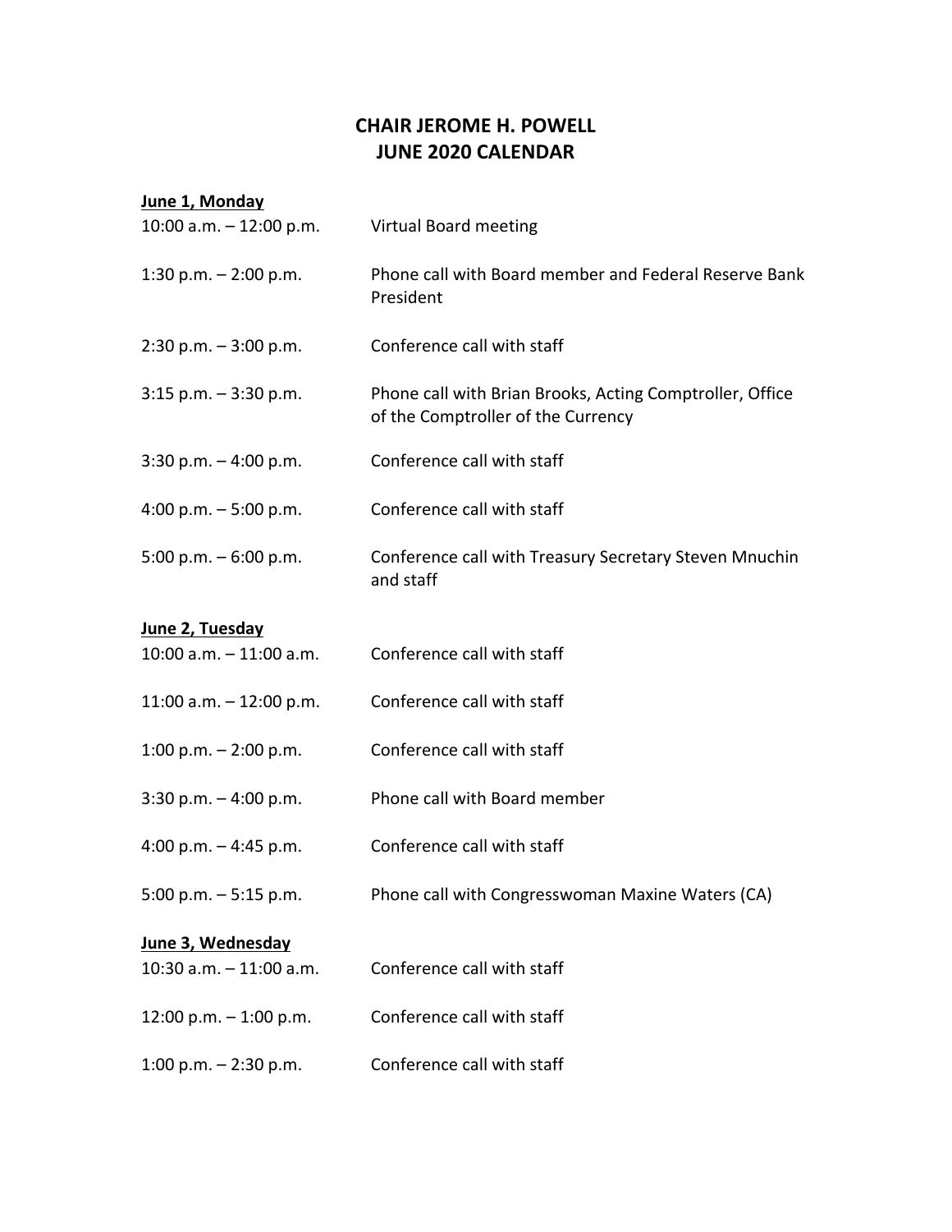# CHAIR JEROME H. POWELL
# JUNE 2020 CALENDAR

**June 1, Monday**

| | |
|---|---|
| 10:00 a.m. – 12:00 p.m. | Virtual Board meeting |
| 1:30 p.m. – 2:00 p.m. | Phone call with Board member and Federal Reserve Bank President |
| 2:30 p.m. – 3:00 p.m. | Conference call with staff |
| 3:15 p.m. – 3:30 p.m. | Phone call with Brian Brooks, Acting Comptroller, Office of the Comptroller of the Currency |
| 3:30 p.m. – 4:00 p.m. | Conference call with staff |
| 4:00 p.m. – 5:00 p.m. | Conference call with staff |
| 5:00 p.m. – 6:00 p.m. | Conference call with Treasury Secretary Steven Mnuchin and staff |

**June 2, Tuesday**

| | |
|---|---|
| 10:00 a.m. – 11:00 a.m. | Conference call with staff |
| 11:00 a.m. – 12:00 p.m. | Conference call with staff |
| 1:00 p.m. – 2:00 p.m. | Conference call with staff |
| 3:30 p.m. – 4:00 p.m. | Phone call with Board member |
| 4:00 p.m. – 4:45 p.m. | Conference call with staff |
| 5:00 p.m. – 5:15 p.m. | Phone call with Congresswoman Maxine Waters (CA) |

**June 3, Wednesday**

| | |
|---|---|
| 10:30 a.m. – 11:00 a.m. | Conference call with staff |
| 12:00 p.m. – 1:00 p.m. | Conference call with staff |
| 1:00 p.m. – 2:30 p.m. | Conference call with staff |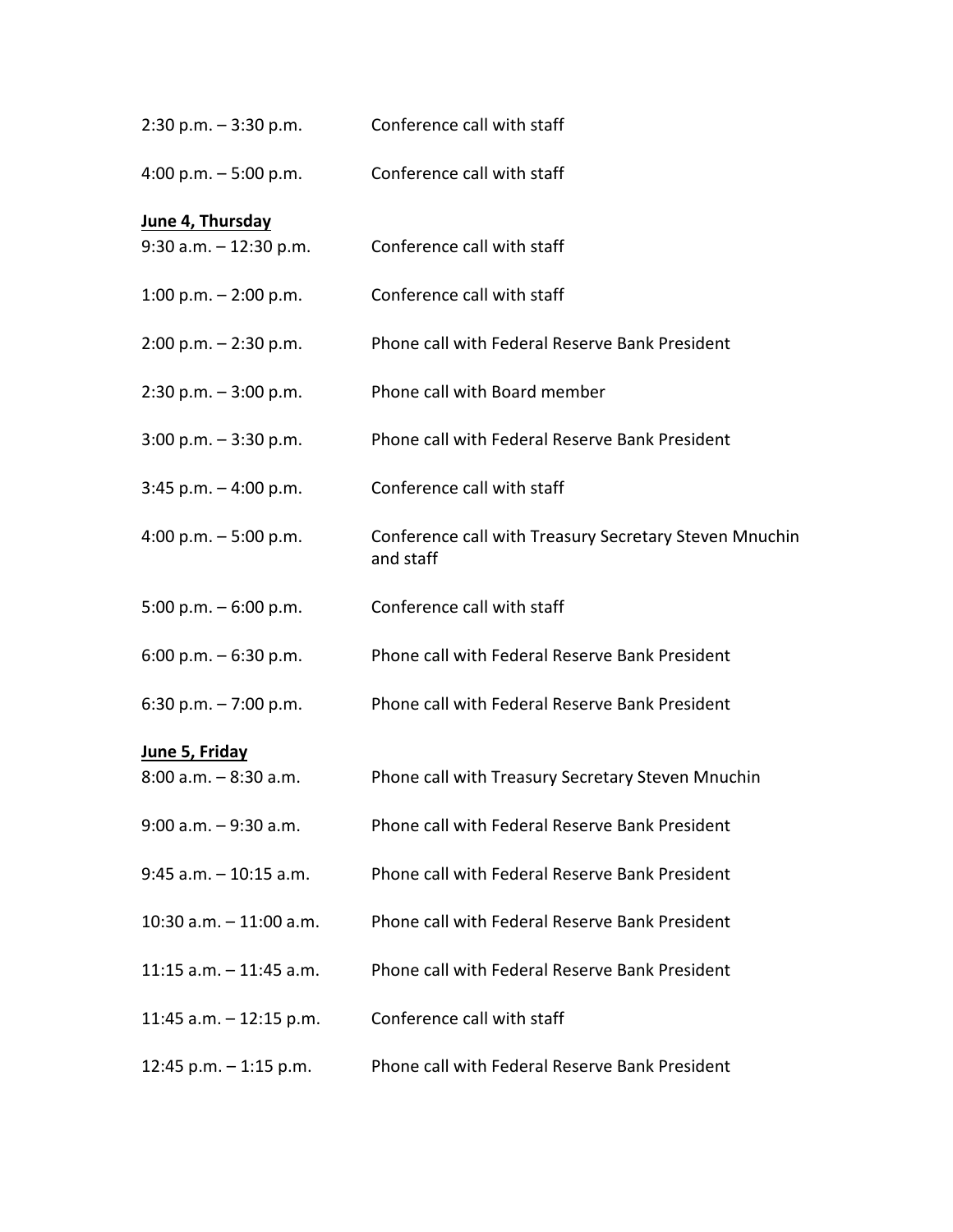2:30 p.m. – 3:30 p.m. Conference call with staff

4:00 p.m. – 5:00 p.m. Conference call with staff

**June 4, Thursday**

9:30 a.m. – 12:30 p.m. Conference call with staff

1:00 p.m. – 2:00 p.m. Conference call with staff

2:00 p.m. – 2:30 p.m. Phone call with Federal Reserve Bank President

2:30 p.m. – 3:00 p.m. Phone call with Board member

3:00 p.m. – 3:30 p.m. Phone call with Federal Reserve Bank President

3:45 p.m. – 4:00 p.m. Conference call with staff

4:00 p.m. – 5:00 p.m. Conference call with Treasury Secretary Steven Mnuchin and staff

5:00 p.m. – 6:00 p.m. Conference call with staff

6:00 p.m. – 6:30 p.m. Phone call with Federal Reserve Bank President

6:30 p.m. – 7:00 p.m. Phone call with Federal Reserve Bank President

**June 5, Friday**

8:00 a.m. – 8:30 a.m. Phone call with Treasury Secretary Steven Mnuchin

9:00 a.m. – 9:30 a.m. Phone call with Federal Reserve Bank President

9:45 a.m. – 10:15 a.m. Phone call with Federal Reserve Bank President

10:30 a.m. – 11:00 a.m. Phone call with Federal Reserve Bank President

11:15 a.m. – 11:45 a.m. Phone call with Federal Reserve Bank President

11:45 a.m. – 12:15 p.m. Conference call with staff

12:45 p.m. – 1:15 p.m. Phone call with Federal Reserve Bank President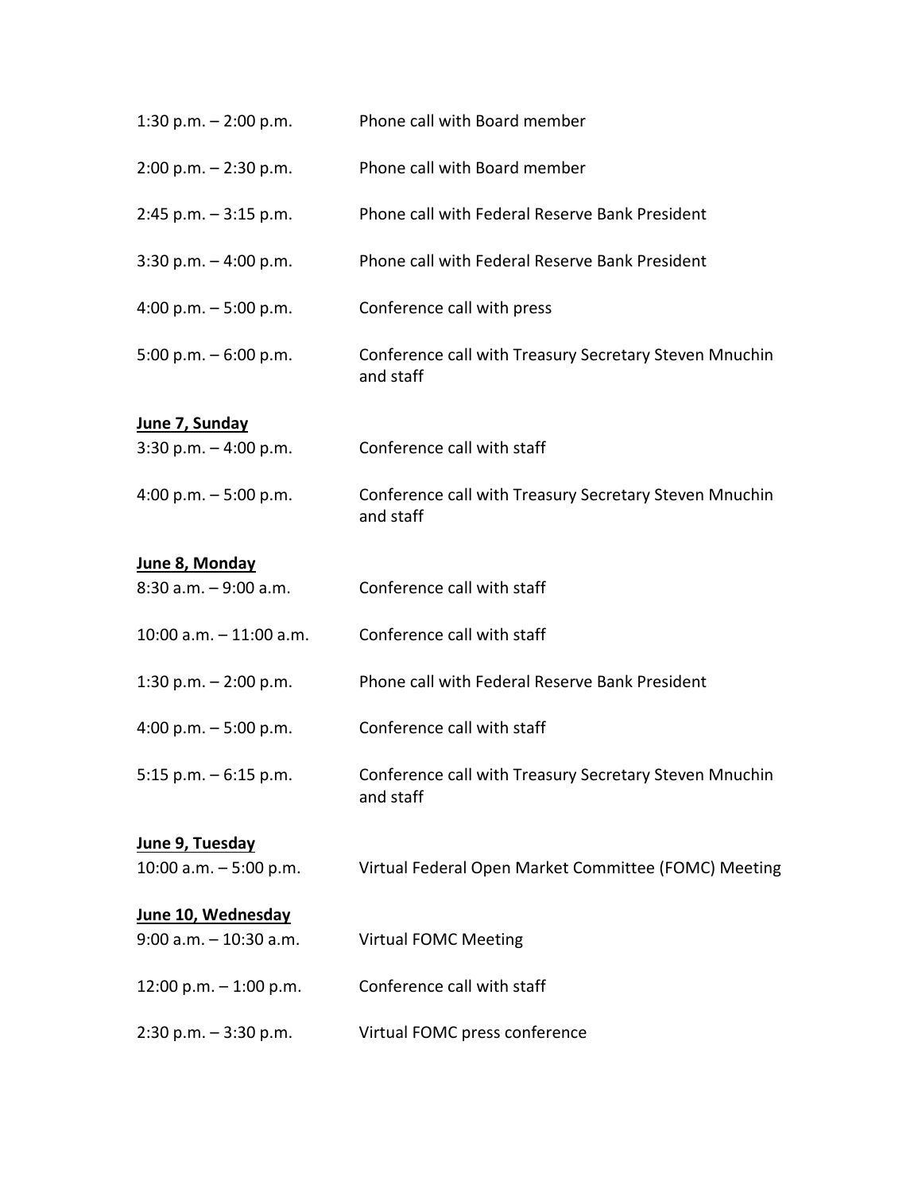| | |
|---|---|
| 1:30 p.m. – 2:00 p.m. | Phone call with Board member |
| 2:00 p.m. – 2:30 p.m. | Phone call with Board member |
| 2:45 p.m. – 3:15 p.m. | Phone call with Federal Reserve Bank President |
| 3:30 p.m. – 4:00 p.m. | Phone call with Federal Reserve Bank President |
| 4:00 p.m. – 5:00 p.m. | Conference call with press |
| 5:00 p.m. – 6:00 p.m. | Conference call with Treasury Secretary Steven Mnuchin and staff |

**June 7, Sunday**

| | |
|---|---|
| 3:30 p.m. – 4:00 p.m. | Conference call with staff |
| 4:00 p.m. – 5:00 p.m. | Conference call with Treasury Secretary Steven Mnuchin and staff |

**June 8, Monday**

| | |
|---|---|
| 8:30 a.m. – 9:00 a.m. | Conference call with staff |
| 10:00 a.m. – 11:00 a.m. | Conference call with staff |
| 1:30 p.m. – 2:00 p.m. | Phone call with Federal Reserve Bank President |
| 4:00 p.m. – 5:00 p.m. | Conference call with staff |
| 5:15 p.m. – 6:15 p.m. | Conference call with Treasury Secretary Steven Mnuchin and staff |

**June 9, Tuesday**

| | |
|---|---|
| 10:00 a.m. – 5:00 p.m. | Virtual Federal Open Market Committee (FOMC) Meeting |

**June 10, Wednesday**

| | |
|---|---|
| 9:00 a.m. – 10:30 a.m. | Virtual FOMC Meeting |
| 12:00 p.m. – 1:00 p.m. | Conference call with staff |
| 2:30 p.m. – 3:30 p.m. | Virtual FOMC press conference |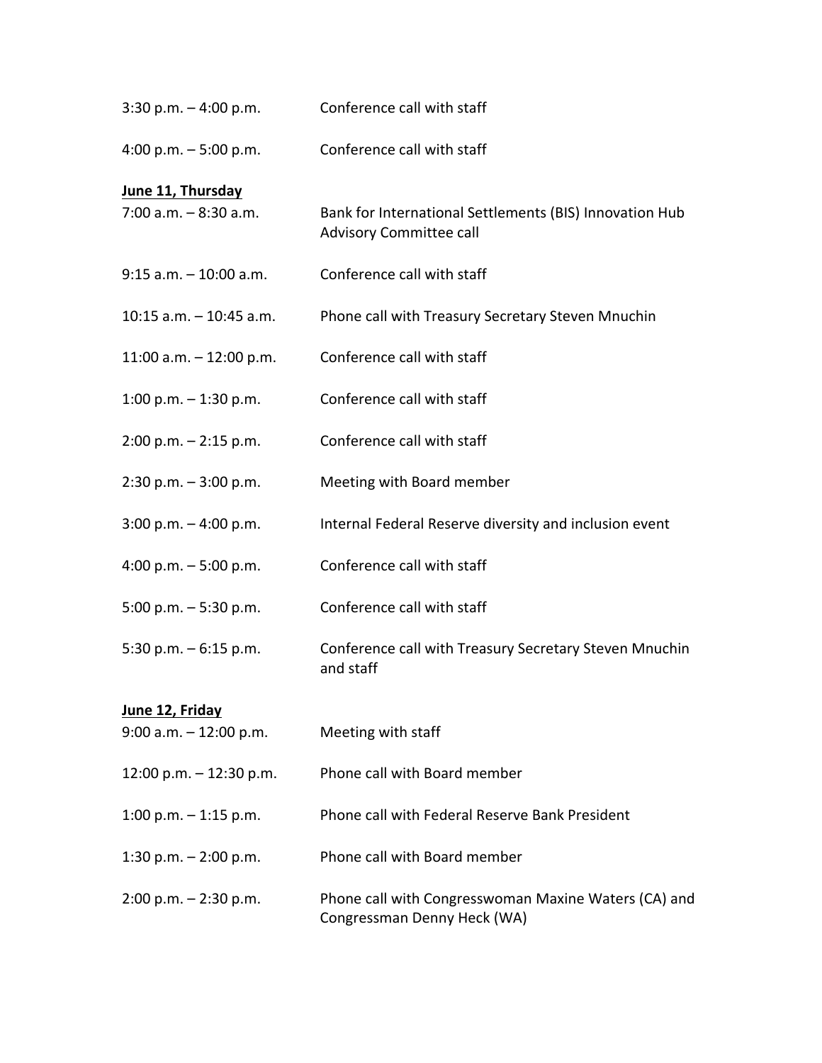3:30 p.m. – 4:00 p.m. Conference call with staff

4:00 p.m. – 5:00 p.m. Conference call with staff

**June 11, Thursday**

7:00 a.m. – 8:30 a.m. Bank for International Settlements (BIS) Innovation Hub Advisory Committee call

9:15 a.m. – 10:00 a.m. Conference call with staff

10:15 a.m. – 10:45 a.m. Phone call with Treasury Secretary Steven Mnuchin

11:00 a.m. – 12:00 p.m. Conference call with staff

1:00 p.m. – 1:30 p.m. Conference call with staff

2:00 p.m. – 2:15 p.m. Conference call with staff

2:30 p.m. – 3:00 p.m. Meeting with Board member

3:00 p.m. – 4:00 p.m. Internal Federal Reserve diversity and inclusion event

4:00 p.m. – 5:00 p.m. Conference call with staff

5:00 p.m. – 5:30 p.m. Conference call with staff

5:30 p.m. – 6:15 p.m. Conference call with Treasury Secretary Steven Mnuchin and staff

**June 12, Friday**

9:00 a.m. – 12:00 p.m. Meeting with staff

12:00 p.m. – 12:30 p.m. Phone call with Board member

1:00 p.m. – 1:15 p.m. Phone call with Federal Reserve Bank President

1:30 p.m. – 2:00 p.m. Phone call with Board member

2:00 p.m. – 2:30 p.m. Phone call with Congresswoman Maxine Waters (CA) and Congressman Denny Heck (WA)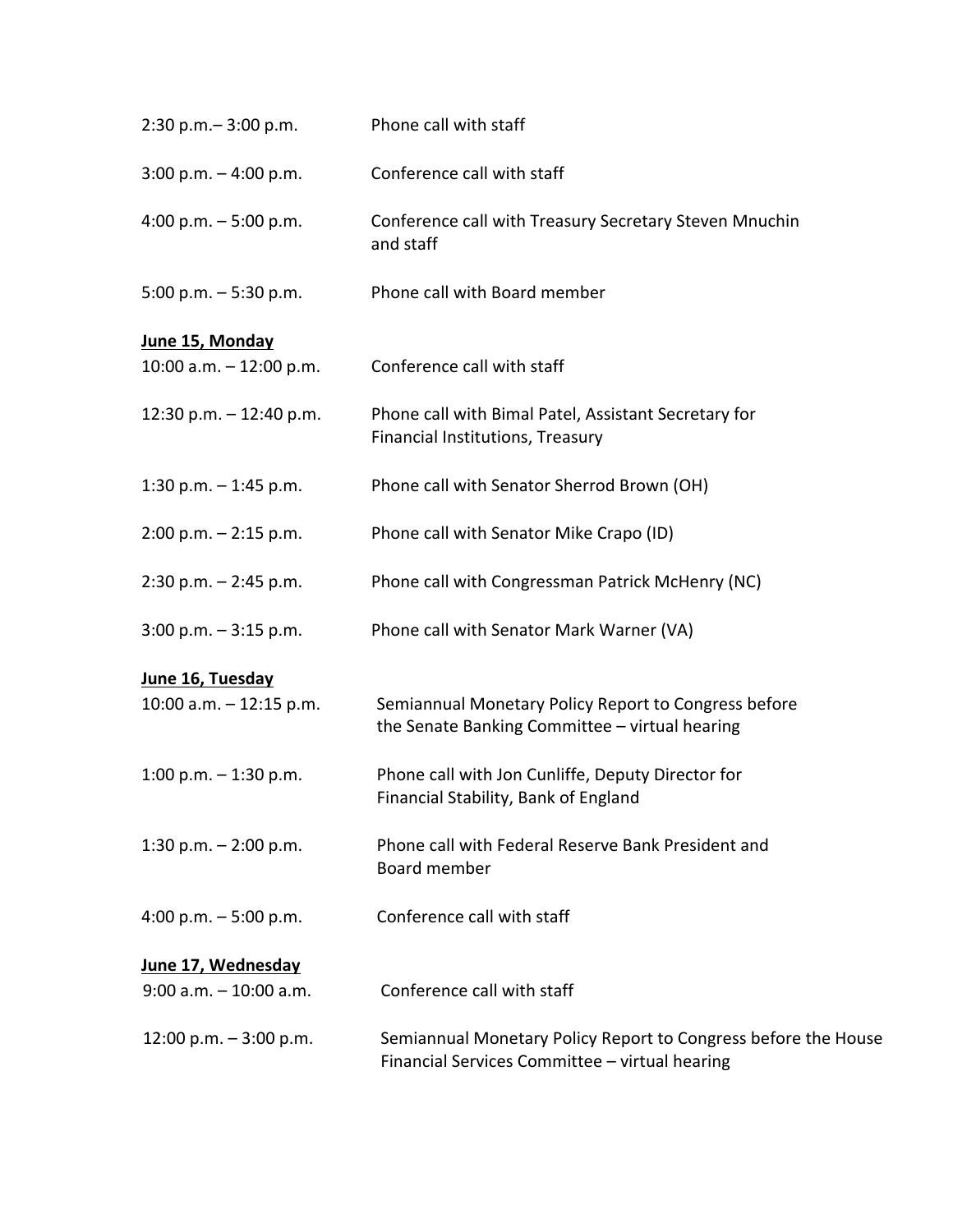2:30 p.m.– 3:00 p.m. Phone call with staff

3:00 p.m. – 4:00 p.m. Conference call with staff

4:00 p.m. – 5:00 p.m. Conference call with Treasury Secretary Steven Mnuchin and staff

5:00 p.m. – 5:30 p.m. Phone call with Board member

**June 15, Monday**

10:00 a.m. – 12:00 p.m. Conference call with staff

12:30 p.m. – 12:40 p.m. Phone call with Bimal Patel, Assistant Secretary for Financial Institutions, Treasury

1:30 p.m. – 1:45 p.m. Phone call with Senator Sherrod Brown (OH)

2:00 p.m. – 2:15 p.m. Phone call with Senator Mike Crapo (ID)

2:30 p.m. – 2:45 p.m. Phone call with Congressman Patrick McHenry (NC)

3:00 p.m. – 3:15 p.m. Phone call with Senator Mark Warner (VA)

**June 16, Tuesday**

10:00 a.m. – 12:15 p.m. Semiannual Monetary Policy Report to Congress before the Senate Banking Committee – virtual hearing

1:00 p.m. – 1:30 p.m. Phone call with Jon Cunliffe, Deputy Director for Financial Stability, Bank of England

1:30 p.m. – 2:00 p.m. Phone call with Federal Reserve Bank President and Board member

4:00 p.m. – 5:00 p.m. Conference call with staff

**June 17, Wednesday**

9:00 a.m. – 10:00 a.m. Conference call with staff

12:00 p.m. – 3:00 p.m. Semiannual Monetary Policy Report to Congress before the House Financial Services Committee – virtual hearing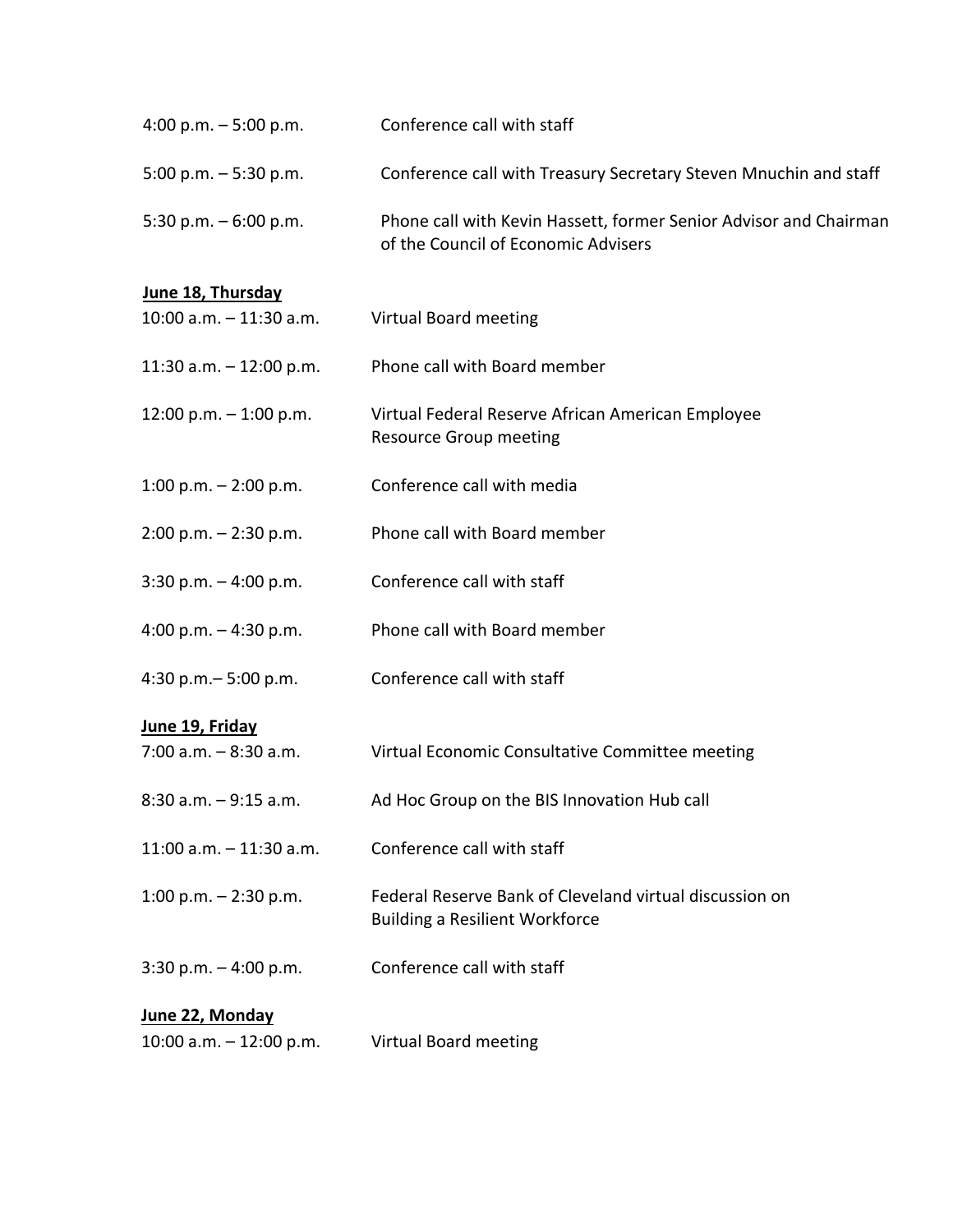4:00 p.m. – 5:00 p.m. Conference call with staff

5:00 p.m. – 5:30 p.m. Conference call with Treasury Secretary Steven Mnuchin and staff

5:30 p.m. – 6:00 p.m. Phone call with Kevin Hassett, former Senior Advisor and Chairman of the Council of Economic Advisers

**June 18, Thursday**

10:00 a.m. – 11:30 a.m. Virtual Board meeting

11:30 a.m. – 12:00 p.m. Phone call with Board member

12:00 p.m. – 1:00 p.m. Virtual Federal Reserve African American Employee Resource Group meeting

1:00 p.m. – 2:00 p.m. Conference call with media

2:00 p.m. – 2:30 p.m. Phone call with Board member

3:30 p.m. – 4:00 p.m. Conference call with staff

4:00 p.m. – 4:30 p.m. Phone call with Board member

4:30 p.m.– 5:00 p.m. Conference call with staff

**June 19, Friday**

7:00 a.m. – 8:30 a.m. Virtual Economic Consultative Committee meeting

8:30 a.m. – 9:15 a.m. Ad Hoc Group on the BIS Innovation Hub call

11:00 a.m. – 11:30 a.m. Conference call with staff

1:00 p.m. – 2:30 p.m. Federal Reserve Bank of Cleveland virtual discussion on Building a Resilient Workforce

3:30 p.m. – 4:00 p.m. Conference call with staff

**June 22, Monday**

10:00 a.m. – 12:00 p.m. Virtual Board meeting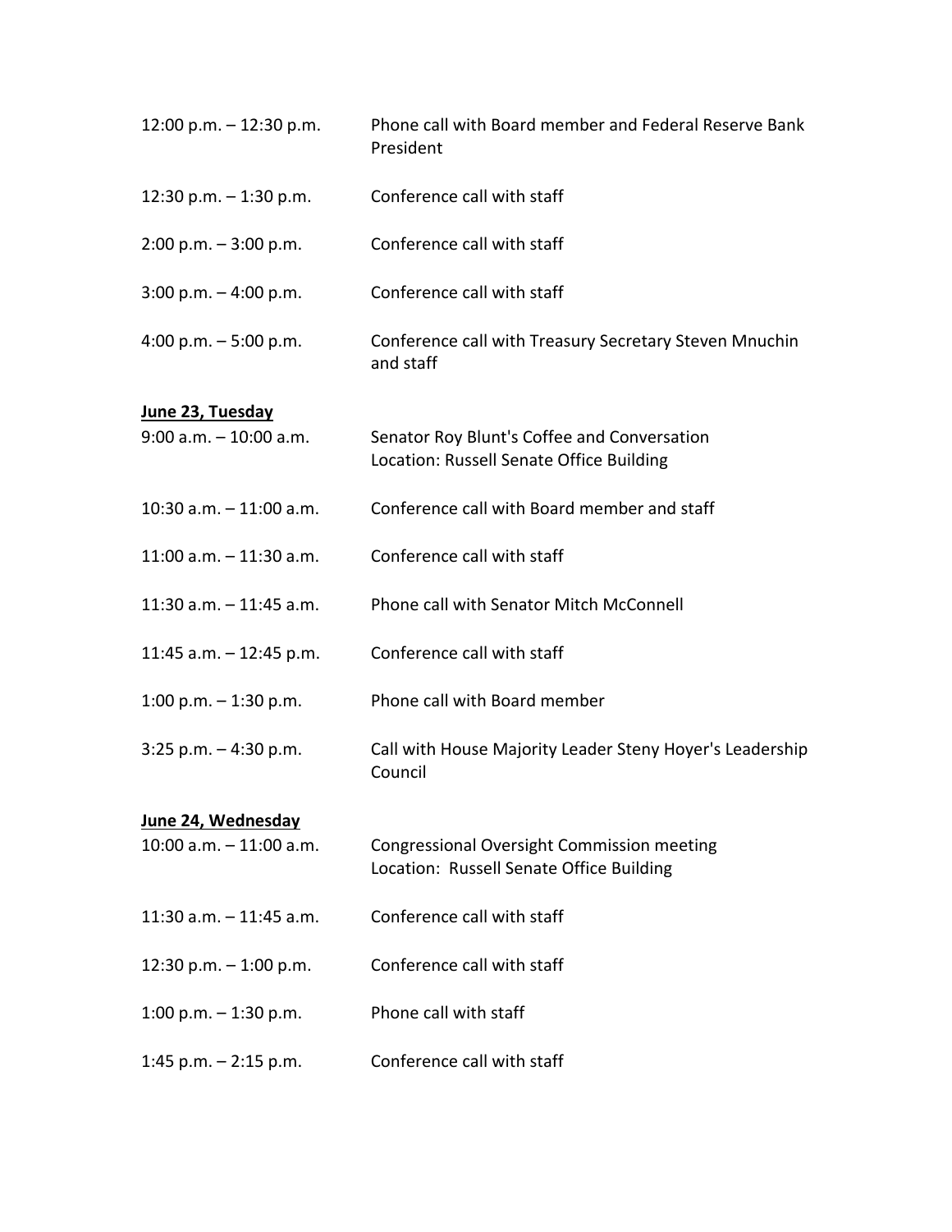| | |
|---|---|
| 12:00 p.m. – 12:30 p.m. | Phone call with Board member and Federal Reserve Bank President |
| 12:30 p.m. – 1:30 p.m. | Conference call with staff |
| 2:00 p.m. – 3:00 p.m. | Conference call with staff |
| 3:00 p.m. – 4:00 p.m. | Conference call with staff |
| 4:00 p.m. – 5:00 p.m. | Conference call with Treasury Secretary Steven Mnuchin and staff |

**June 23, Tuesday**

| | |
|---|---|
| 9:00 a.m. – 10:00 a.m. | Senator Roy Blunt's Coffee and Conversation<br>Location: Russell Senate Office Building |
| 10:30 a.m. – 11:00 a.m. | Conference call with Board member and staff |
| 11:00 a.m. – 11:30 a.m. | Conference call with staff |
| 11:30 a.m. – 11:45 a.m. | Phone call with Senator Mitch McConnell |
| 11:45 a.m. – 12:45 p.m. | Conference call with staff |
| 1:00 p.m. – 1:30 p.m. | Phone call with Board member |
| 3:25 p.m. – 4:30 p.m. | Call with House Majority Leader Steny Hoyer's Leadership Council |

**June 24, Wednesday**

| | |
|---|---|
| 10:00 a.m. – 11:00 a.m. | Congressional Oversight Commission meeting<br>Location: Russell Senate Office Building |
| 11:30 a.m. – 11:45 a.m. | Conference call with staff |
| 12:30 p.m. – 1:00 p.m. | Conference call with staff |
| 1:00 p.m. – 1:30 p.m. | Phone call with staff |
| 1:45 p.m. – 2:15 p.m. | Conference call with staff |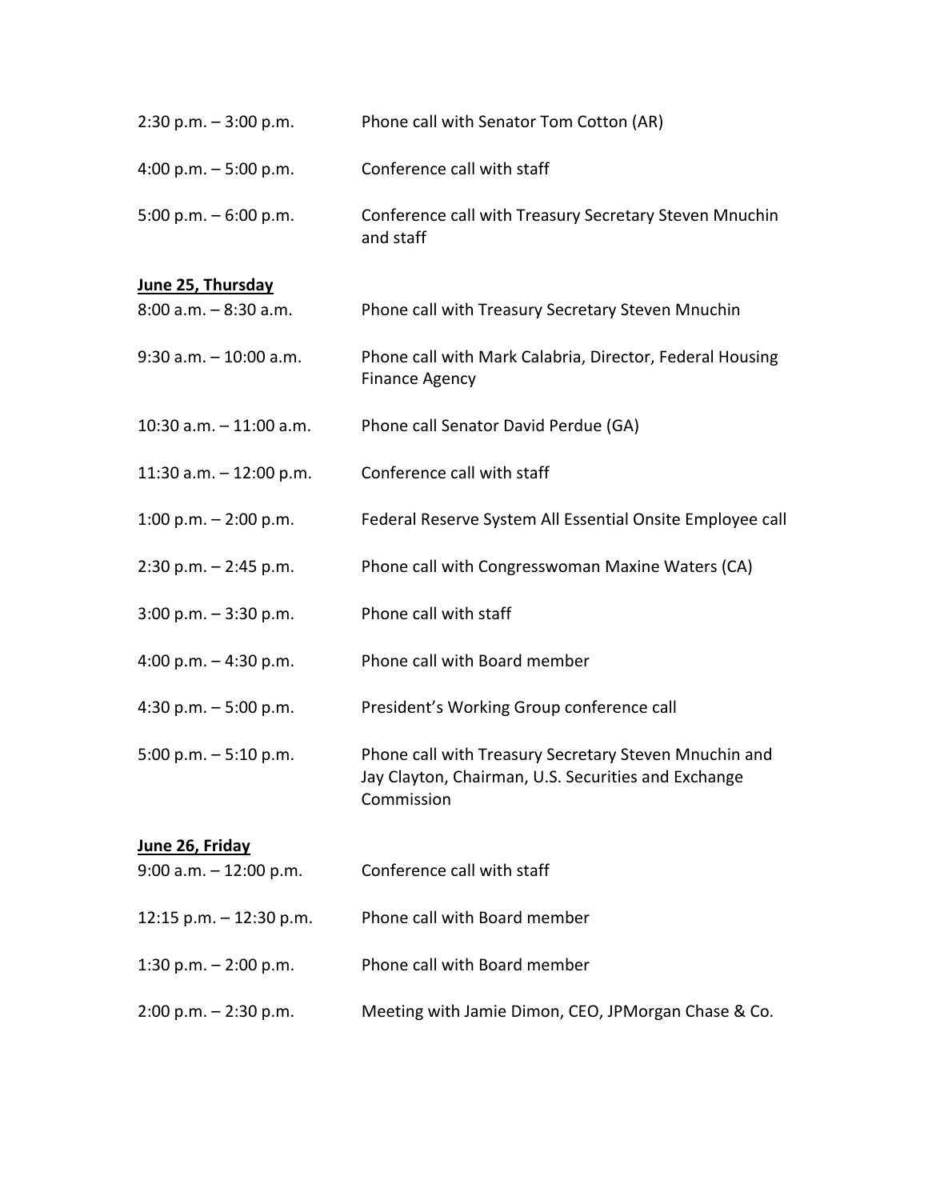| | |
|---|---|
| 2:30 p.m. – 3:00 p.m. | Phone call with Senator Tom Cotton (AR) |
| 4:00 p.m. – 5:00 p.m. | Conference call with staff |
| 5:00 p.m. – 6:00 p.m. | Conference call with Treasury Secretary Steven Mnuchin and staff |

**June 25, Thursday**

| | |
|---|---|
| 8:00 a.m. – 8:30 a.m. | Phone call with Treasury Secretary Steven Mnuchin |
| 9:30 a.m. – 10:00 a.m. | Phone call with Mark Calabria, Director, Federal Housing Finance Agency |
| 10:30 a.m. – 11:00 a.m. | Phone call Senator David Perdue (GA) |
| 11:30 a.m. – 12:00 p.m. | Conference call with staff |
| 1:00 p.m. – 2:00 p.m. | Federal Reserve System All Essential Onsite Employee call |
| 2:30 p.m. – 2:45 p.m. | Phone call with Congresswoman Maxine Waters (CA) |
| 3:00 p.m. – 3:30 p.m. | Phone call with staff |
| 4:00 p.m. – 4:30 p.m. | Phone call with Board member |
| 4:30 p.m. – 5:00 p.m. | President's Working Group conference call |
| 5:00 p.m. – 5:10 p.m. | Phone call with Treasury Secretary Steven Mnuchin and Jay Clayton, Chairman, U.S. Securities and Exchange Commission |

**June 26, Friday**

| | |
|---|---|
| 9:00 a.m. – 12:00 p.m. | Conference call with staff |
| 12:15 p.m. – 12:30 p.m. | Phone call with Board member |
| 1:30 p.m. – 2:00 p.m. | Phone call with Board member |
| 2:00 p.m. – 2:30 p.m. | Meeting with Jamie Dimon, CEO, JPMorgan Chase & Co. |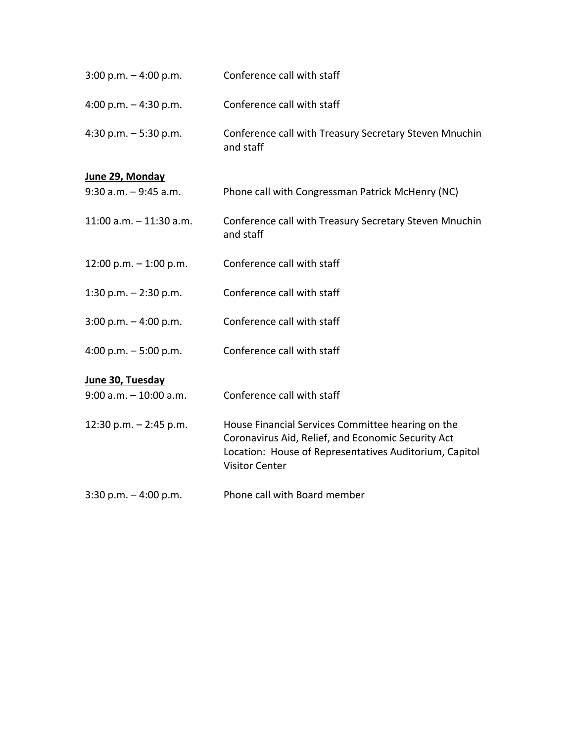| | |
|---|---|
| 3:00 p.m. – 4:00 p.m. | Conference call with staff |
| 4:00 p.m. – 4:30 p.m. | Conference call with staff |
| 4:30 p.m. – 5:30 p.m. | Conference call with Treasury Secretary Steven Mnuchin and staff |

**June 29, Monday**

| | |
|---|---|
| 9:30 a.m. – 9:45 a.m. | Phone call with Congressman Patrick McHenry (NC) |
| 11:00 a.m. – 11:30 a.m. | Conference call with Treasury Secretary Steven Mnuchin and staff |
| 12:00 p.m. – 1:00 p.m. | Conference call with staff |
| 1:30 p.m. – 2:30 p.m. | Conference call with staff |
| 3:00 p.m. – 4:00 p.m. | Conference call with staff |
| 4:00 p.m. – 5:00 p.m. | Conference call with staff |

**June 30, Tuesday**

| | |
|---|---|
| 9:00 a.m. – 10:00 a.m. | Conference call with staff |
| 12:30 p.m. – 2:45 p.m. | House Financial Services Committee hearing on the Coronavirus Aid, Relief, and Economic Security Act<br>Location: House of Representatives Auditorium, Capitol Visitor Center |
| 3:30 p.m. – 4:00 p.m. | Phone call with Board member |